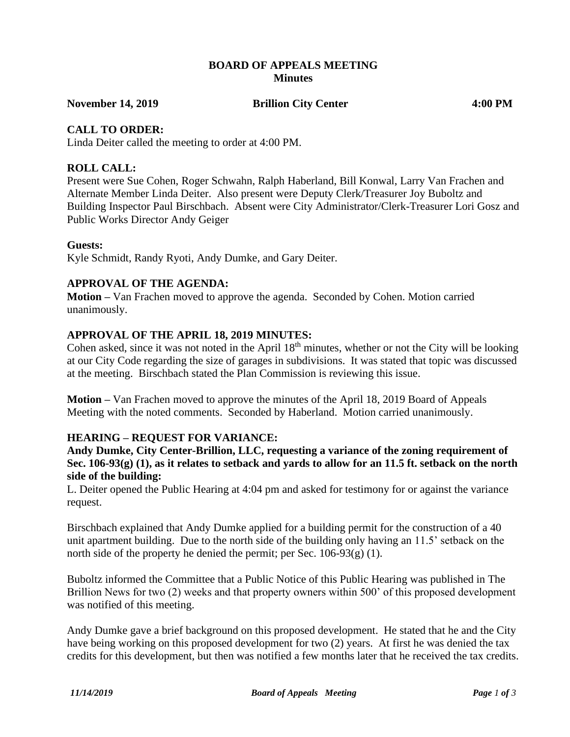# BOARD OF APPEALS MEETING
## Minutes

**November 14, 2019 Brillion City Center 4:00 PM**

### CALL TO ORDER:

Linda Deiter called the meeting to order at 4:00 PM.

### ROLL CALL:

Present were Sue Cohen, Roger Schwahn, Ralph Haberland, Bill Konwal, Larry Van Frachen and Alternate Member Linda Deiter. Also present were Deputy Clerk/Treasurer Joy Buboltz and Building Inspector Paul Birschbach. Absent were City Administrator/Clerk-Treasurer Lori Gosz and Public Works Director Andy Geiger

**Guests:**

Kyle Schmidt, Randy Ryoti, Andy Dumke, and Gary Deiter.

### APPROVAL OF THE AGENDA:

**Motion –** Van Frachen moved to approve the agenda. Seconded by Cohen. Motion carried unanimously.

### APPROVAL OF THE APRIL 18, 2019 MINUTES:

Cohen asked, since it was not noted in the April 18th minutes, whether or not the City will be looking at our City Code regarding the size of garages in subdivisions. It was stated that topic was discussed at the meeting. Birschbach stated the Plan Commission is reviewing this issue.

**Motion –** Van Frachen moved to approve the minutes of the April 18, 2019 Board of Appeals Meeting with the noted comments. Seconded by Haberland. Motion carried unanimously.

### HEARING – REQUEST FOR VARIANCE:

**Andy Dumke, City Center-Brillion, LLC, requesting a variance of the zoning requirement of Sec. 106-93(g) (1), as it relates to setback and yards to allow for an 11.5 ft. setback on the north side of the building:**

L. Deiter opened the Public Hearing at 4:04 pm and asked for testimony for or against the variance request.

Birschbach explained that Andy Dumke applied for a building permit for the construction of a 40 unit apartment building. Due to the north side of the building only having an 11.5' setback on the north side of the property he denied the permit; per Sec. 106-93(g) (1).

Buboltz informed the Committee that a Public Notice of this Public Hearing was published in The Brillion News for two (2) weeks and that property owners within 500' of this proposed development was notified of this meeting.

Andy Dumke gave a brief background on this proposed development. He stated that he and the City have being working on this proposed development for two (2) years. At first he was denied the tax credits for this development, but then was notified a few months later that he received the tax credits.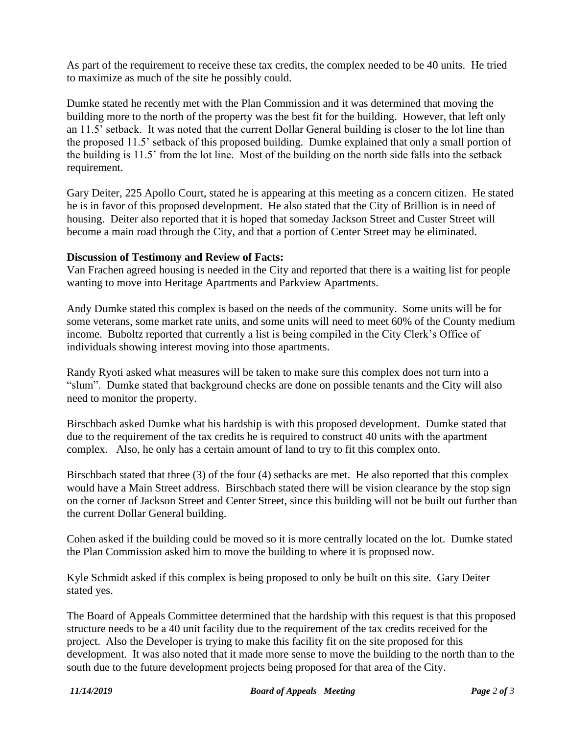As part of the requirement to receive these tax credits, the complex needed to be 40 units. He tried to maximize as much of the site he possibly could.

Dumke stated he recently met with the Plan Commission and it was determined that moving the building more to the north of the property was the best fit for the building. However, that left only an 11.5' setback. It was noted that the current Dollar General building is closer to the lot line than the proposed 11.5' setback of this proposed building. Dumke explained that only a small portion of the building is 11.5' from the lot line. Most of the building on the north side falls into the setback requirement.

Gary Deiter, 225 Apollo Court, stated he is appearing at this meeting as a concern citizen. He stated he is in favor of this proposed development. He also stated that the City of Brillion is in need of housing. Deiter also reported that it is hoped that someday Jackson Street and Custer Street will become a main road through the City, and that a portion of Center Street may be eliminated.

**Discussion of Testimony and Review of Facts:**
Van Frachen agreed housing is needed in the City and reported that there is a waiting list for people wanting to move into Heritage Apartments and Parkview Apartments.

Andy Dumke stated this complex is based on the needs of the community. Some units will be for some veterans, some market rate units, and some units will need to meet 60% of the County medium income. Buboltz reported that currently a list is being compiled in the City Clerk's Office of individuals showing interest moving into those apartments.

Randy Ryoti asked what measures will be taken to make sure this complex does not turn into a "slum". Dumke stated that background checks are done on possible tenants and the City will also need to monitor the property.

Birschbach asked Dumke what his hardship is with this proposed development. Dumke stated that due to the requirement of the tax credits he is required to construct 40 units with the apartment complex. Also, he only has a certain amount of land to try to fit this complex onto.

Birschbach stated that three (3) of the four (4) setbacks are met. He also reported that this complex would have a Main Street address. Birschbach stated there will be vision clearance by the stop sign on the corner of Jackson Street and Center Street, since this building will not be built out further than the current Dollar General building.

Cohen asked if the building could be moved so it is more centrally located on the lot. Dumke stated the Plan Commission asked him to move the building to where it is proposed now.

Kyle Schmidt asked if this complex is being proposed to only be built on this site. Gary Deiter stated yes.

The Board of Appeals Committee determined that the hardship with this request is that this proposed structure needs to be a 40 unit facility due to the requirement of the tax credits received for the project. Also the Developer is trying to make this facility fit on the site proposed for this development. It was also noted that it made more sense to move the building to the north than to the south due to the future development projects being proposed for that area of the City.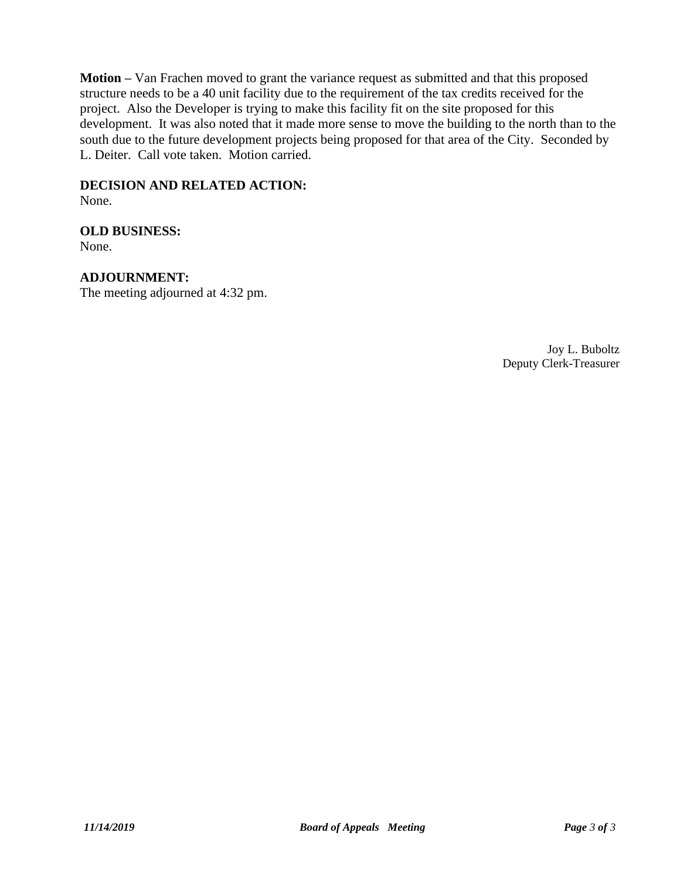**Motion –** Van Frachen moved to grant the variance request as submitted and that this proposed structure needs to be a 40 unit facility due to the requirement of the tax credits received for the project. Also the Developer is trying to make this facility fit on the site proposed for this development. It was also noted that it made more sense to move the building to the north than to the south due to the future development projects being proposed for that area of the City. Seconded by L. Deiter. Call vote taken. Motion carried.

**DECISION AND RELATED ACTION:**
None.

**OLD BUSINESS:**
None.

**ADJOURNMENT:**
The meeting adjourned at 4:32 pm.

Joy L. Buboltz
Deputy Clerk-Treasurer